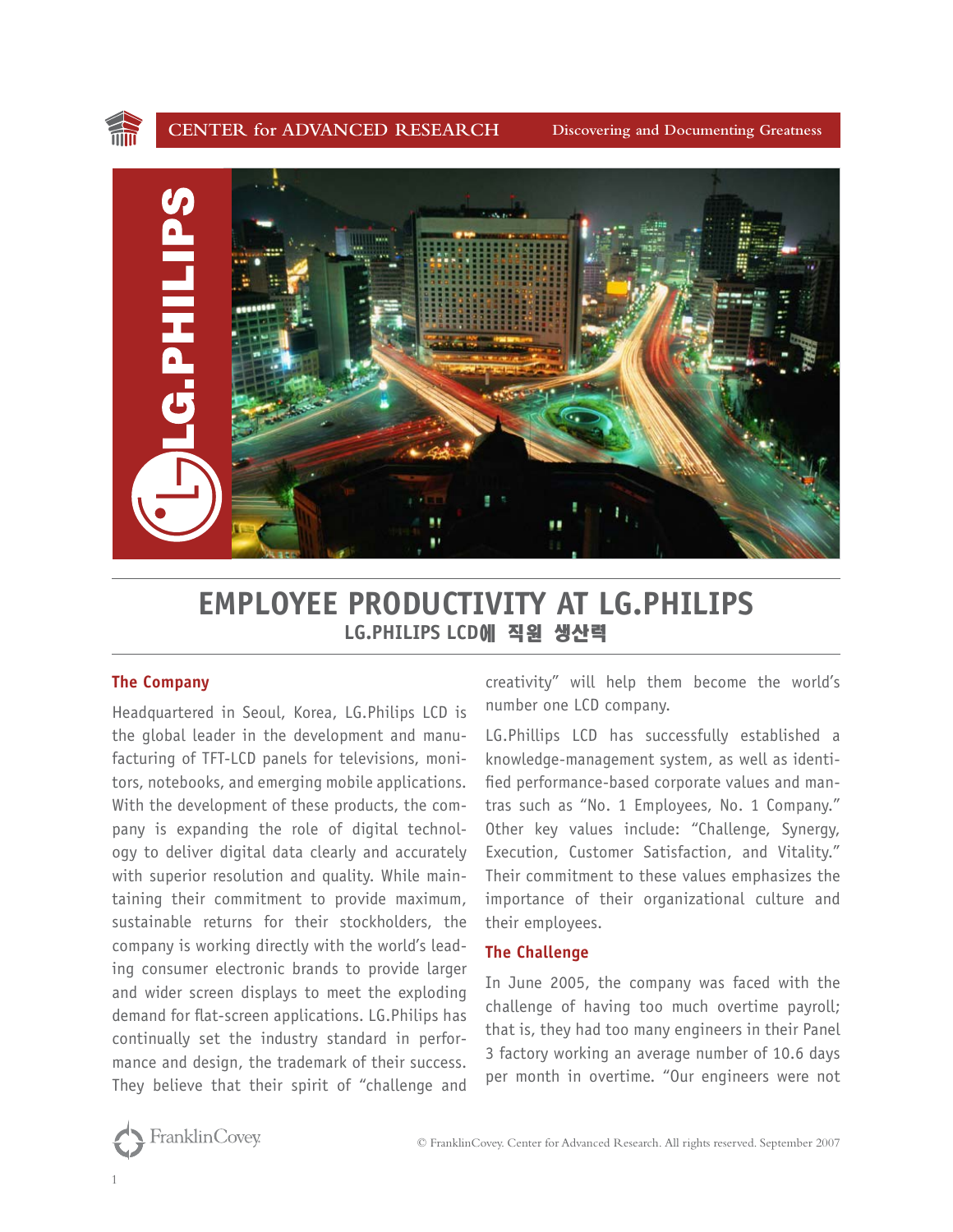# EMPLOYEE PRODUCTIVITY AT LG.PHILIPS

### LG.PHILIPS LCD에 직원 생산력

## The Company

Headquartered in Seoul, Korea, LG.Philips LCD is the global leader in the development and manufacturing of TFT-LCD panels for televisions, monitors, notebooks, and emerging mobile applications. With the development of these products, the company is expanding the role of digital technology to deliver digital data clearly and accurately with superior resolution and quality. While maintaining their commitment to provide maximum, sustainable returns for their stockholders, the company is working directly with the world's leading consumer electronic brands to provide larger and wider screen displays to meet the exploding demand for flat-screen applications. LG.Philips has continually set the industry standard in performance and design, the trademark of their success. They believe that their spirit of "challenge and creativity" will help them become the world's number one LCD company.

LG.Phillips LCD has successfully established a knowledge-management system, as well as identified performance-based corporate values and mantras such as "No. 1 Employees, No. 1 Company." Other key values include: "Challenge, Synergy, Execution, Customer Satisfaction, and Vitality." Their commitment to these values emphasizes the importance of their organizational culture and their employees.

## The Challenge

In June 2005, the company was faced with the challenge of having too much overtime payroll; that is, they had too many engineers in their Panel 3 factory working an average number of 10.6 days per month in overtime. "Our engineers were not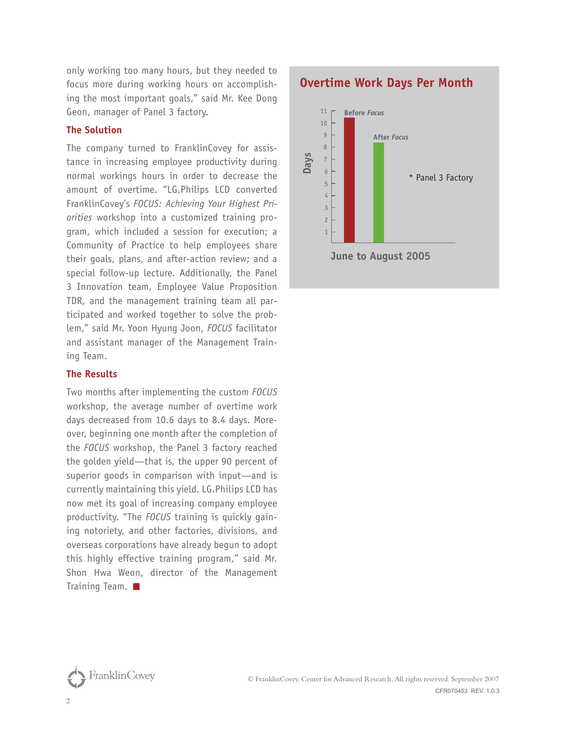only working too many hours, but they needed to focus more during working hours on accomplishing the most important goals," said Mr. Kee Dong Geon, manager of Panel 3 factory.

## The Solution

The company turned to FranklinCovey for assistance in increasing employee productivity during normal workings hours in order to decrease the amount of overtime. "LG.Philips LCD converted FranklinCovey's *FOCUS: Achieving Your Highest Priorities* workshop into a customized training program, which included a session for execution; a Community of Practice to help employees share their goals, plans, and after-action review; and a special follow-up lecture. Additionally, the Panel 3 Innovation team, Employee Value Proposition TDR, and the management training team all participated and worked together to solve the problem," said Mr. Yoon Hyung Joon, *FOCUS* facilitator and assistant manager of the Management Training Team.

## The Results

Two months after implementing the custom *FOCUS* workshop, the average number of overtime work days decreased from 10.6 days to 8.4 days. Moreover, beginning one month after the completion of the *FOCUS* workshop, the Panel 3 factory reached the golden yield—that is, the upper 90 percent of superior goods in comparison with input—and is currently maintaining this yield. LG.Philips LCD has now met its goal of increasing company employee productivity. "The *FOCUS* training is quickly gaining notoriety, and other factories, divisions, and overseas corporations have already begun to adopt this highly effective training program," said Mr. Shon Hwa Weon, director of the Management Training Team.

## Overtime Work Days Per Month

Days

11
10
9
8
7
6
5
4
3
2
1

Before *Focus*

After *Focus*

* Panel 3 Factory

June to August 2005

© FranklinCovey. Center for Advanced Research. All rights reserved. September 2007
CFR070453 REV. 1.0.3